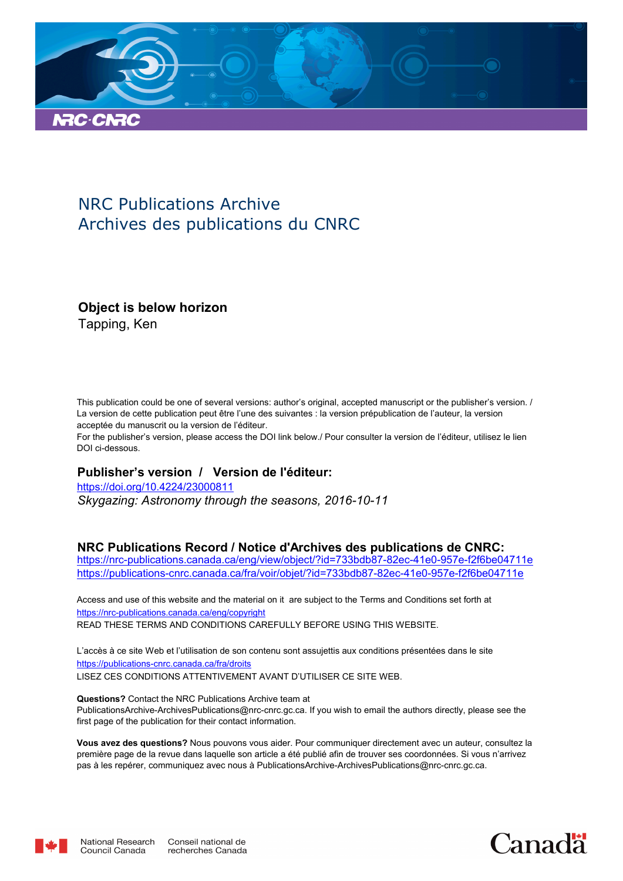NRC Publications Archive
Archives des publications du CNRC

## Object is below horizon

Tapping, Ken

This publication could be one of several versions: author's original, accepted manuscript or the publisher's version. / La version de cette publication peut être l'une des suivantes : la version prépublication de l'auteur, la version acceptée du manuscrit ou la version de l'éditeur.

For the publisher's version, please access the DOI link below./ Pour consulter la version de l'éditeur, utilisez le lien DOI ci-dessous.

### Publisher's version / Version de l'éditeur:

https://doi.org/10.4224/23000811

*Skygazing: Astronomy through the seasons, 2016-10-11*

### NRC Publications Record / Notice d'Archives des publications de CNRC:

https://nrc-publications.canada.ca/eng/view/object/?id=733bdb87-82ec-41e0-957e-f2f6be04711e
https://publications-cnrc.canada.ca/fra/voir/objet/?id=733bdb87-82ec-41e0-957e-f2f6be04711e

Access and use of this website and the material on it are subject to the Terms and Conditions set forth at https://nrc-publications.canada.ca/eng/copyright
READ THESE TERMS AND CONDITIONS CAREFULLY BEFORE USING THIS WEBSITE.

L'accès à ce site Web et l'utilisation de son contenu sont assujettis aux conditions présentées dans le site https://publications-cnrc.canada.ca/fra/droits
LISEZ CES CONDITIONS ATTENTIVEMENT AVANT D'UTILISER CE SITE WEB.

**Questions?** Contact the NRC Publications Archive team at PublicationsArchive-ArchivesPublications@nrc-cnrc.gc.ca. If you wish to email the authors directly, please see the first page of the publication for their contact information.

**Vous avez des questions?** Nous pouvons vous aider. Pour communiquer directement avec un auteur, consultez la première page de la revue dans laquelle son article a été publié afin de trouver ses coordonnées. Si vous n'arrivez pas à les repérer, communiquez avec nous à PublicationsArchive-ArchivesPublications@nrc-cnrc.gc.ca.

National Research Council Canada | Conseil national de recherches Canada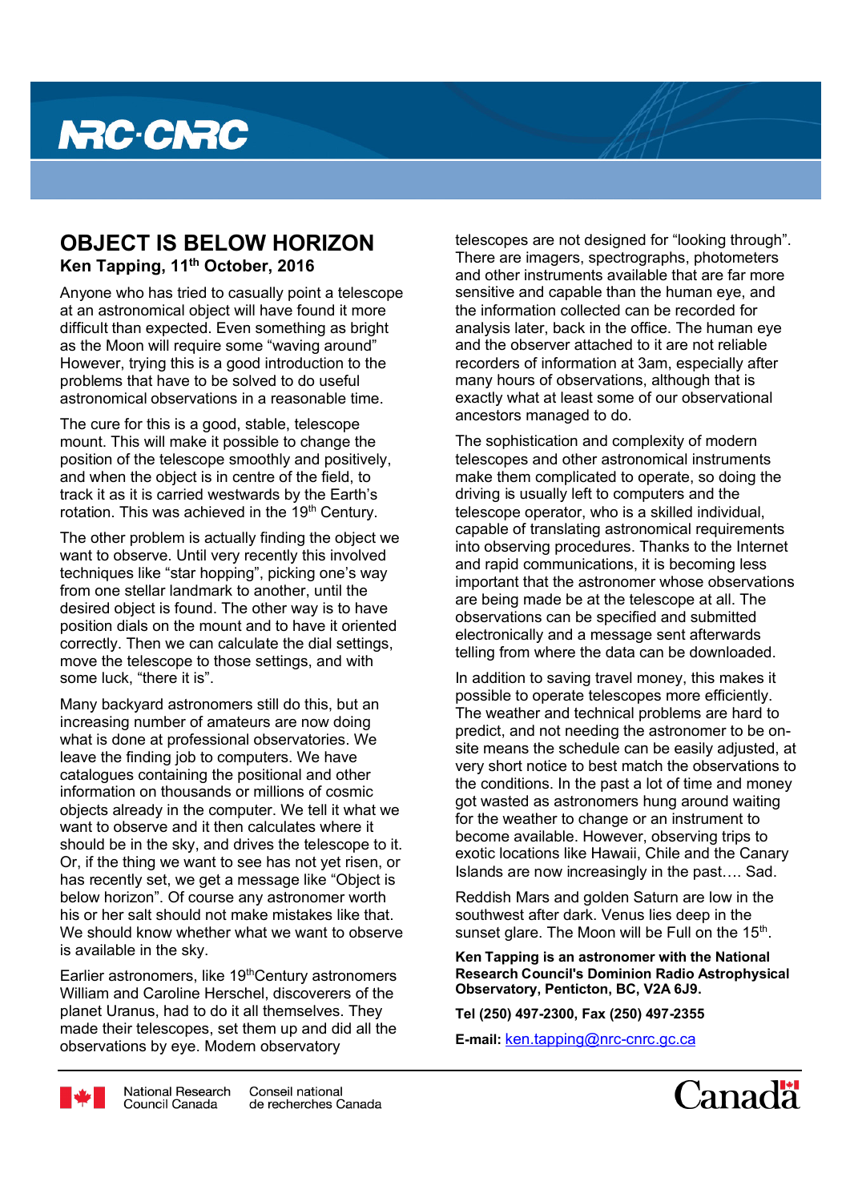# OBJECT IS BELOW HORIZON

**Ken Tapping, 11th October, 2016**

Anyone who has tried to casually point a telescope at an astronomical object will have found it more difficult than expected. Even something as bright as the Moon will require some "waving around" However, trying this is a good introduction to the problems that have to be solved to do useful astronomical observations in a reasonable time.

The cure for this is a good, stable, telescope mount. This will make it possible to change the position of the telescope smoothly and positively, and when the object is in centre of the field, to track it as it is carried westwards by the Earth's rotation. This was achieved in the 19th Century.

The other problem is actually finding the object we want to observe. Until very recently this involved techniques like "star hopping", picking one's way from one stellar landmark to another, until the desired object is found. The other way is to have position dials on the mount and to have it oriented correctly. Then we can calculate the dial settings, move the telescope to those settings, and with some luck, "there it is".

Many backyard astronomers still do this, but an increasing number of amateurs are now doing what is done at professional observatories. We leave the finding job to computers. We have catalogues containing the positional and other information on thousands or millions of cosmic objects already in the computer. We tell it what we want to observe and it then calculates where it should be in the sky, and drives the telescope to it. Or, if the thing we want to see has not yet risen, or has recently set, we get a message like "Object is below horizon". Of course any astronomer worth his or her salt should not make mistakes like that. We should know whether what we want to observe is available in the sky.

Earlier astronomers, like 19thCentury astronomers William and Caroline Herschel, discoverers of the planet Uranus, had to do it all themselves. They made their telescopes, set them up and did all the observations by eye. Modern observatory telescopes are not designed for "looking through". There are imagers, spectrographs, photometers and other instruments available that are far more sensitive and capable than the human eye, and the information collected can be recorded for analysis later, back in the office. The human eye and the observer attached to it are not reliable recorders of information at 3am, especially after many hours of observations, although that is exactly what at least some of our observational ancestors managed to do.

The sophistication and complexity of modern telescopes and other astronomical instruments make them complicated to operate, so doing the driving is usually left to computers and the telescope operator, who is a skilled individual, capable of translating astronomical requirements into observing procedures. Thanks to the Internet and rapid communications, it is becoming less important that the astronomer whose observations are being made be at the telescope at all. The observations can be specified and submitted electronically and a message sent afterwards telling from where the data can be downloaded.

In addition to saving travel money, this makes it possible to operate telescopes more efficiently. The weather and technical problems are hard to predict, and not needing the astronomer to be on-site means the schedule can be easily adjusted, at very short notice to best match the observations to the conditions. In the past a lot of time and money got wasted as astronomers hung around waiting for the weather to change or an instrument to become available. However, observing trips to exotic locations like Hawaii, Chile and the Canary Islands are now increasingly in the past…. Sad.

Reddish Mars and golden Saturn are low in the southwest after dark. Venus lies deep in the sunset glare. The Moon will be Full on the 15th.

**Ken Tapping is an astronomer with the National Research Council's Dominion Radio Astrophysical Observatory, Penticton, BC, V2A 6J9.**

**Tel (250) 497-2300, Fax (250) 497-2355**

**E-mail:** ken.tapping@nrc-cnrc.gc.ca